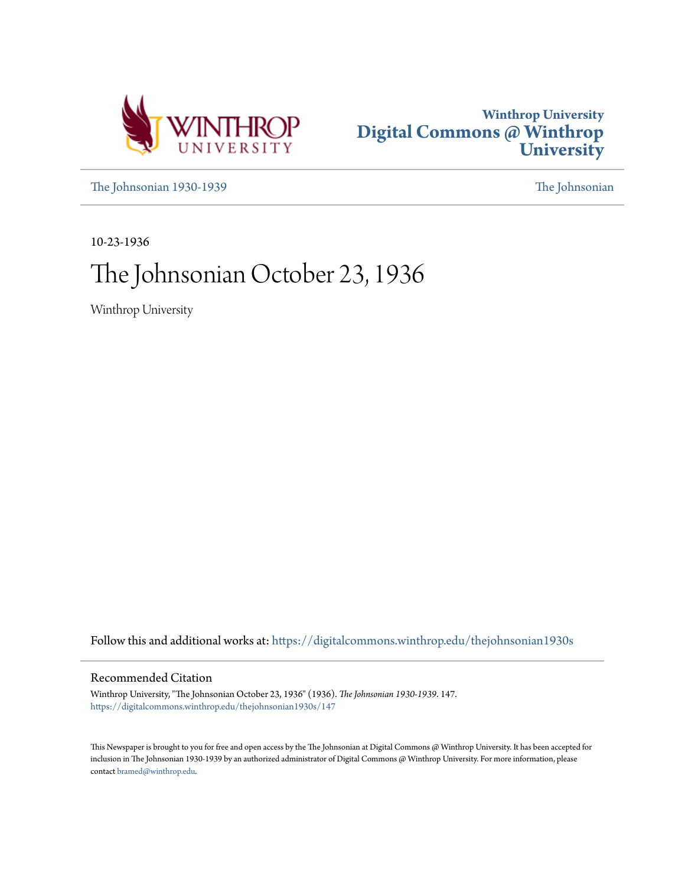Winthrop University
Digital Commons @ Winthrop University

The Johnsonian 1930-1939 | The Johnsonian

10-23-1936

# The Johnsonian October 23, 1936

Winthrop University

Follow this and additional works at: https://digitalcommons.winthrop.edu/thejohnsonian1930s

## Recommended Citation

Winthrop University, "The Johnsonian October 23, 1936" (1936). *The Johnsonian 1930-1939*. 147.
https://digitalcommons.winthrop.edu/thejohnsonian1930s/147

This Newspaper is brought to you for free and open access by the The Johnsonian at Digital Commons @ Winthrop University. It has been accepted for inclusion in The Johnsonian 1930-1939 by an authorized administrator of Digital Commons @ Winthrop University. For more information, please contact bramed@winthrop.edu.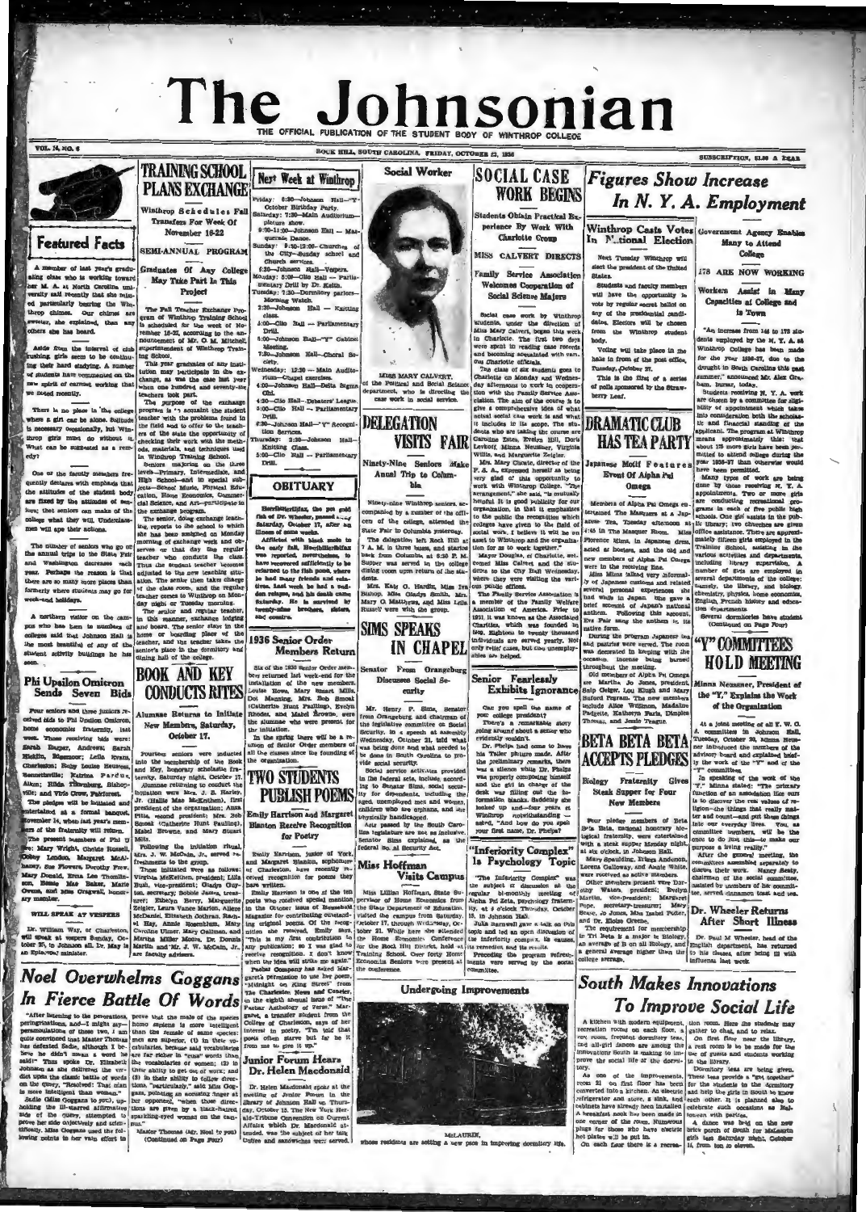# The Johnsonian

THE OFFICIAL PUBLICATION OF THE STUDENT BODY OF WINTHROP COLLEGE

VOL. 14, NO. 6 — ROCK HILL, SOUTH CAROLINA, FRIDAY, OCTOBER 23, 1936 — SUBSCRIPTION, $1.00 A YEAR

## Featured Facts

A member of last year's graduating class who is working toward her M. A. at North Carolina university said recently that she missed particularly hearing the Winthrop chimes. Our chimes are sweeter, she explained, than any others she has heard.

Aside from the interval of club rushing, girls seem to be continuing their hard studying. A number of students have commented on the new spirit of earnest working that we noted recently.

There is no place in the college where a girl can be alone. Solitude is necessary occasionally, but Winthrop girls must do without it. What can be suggested as a remedy?

One of the faculty members frequently declares with emphasis that the attitudes of the student body are fixed by the attitudes of seniors; that seniors can make of the college what they will. Underclassmen will ape their actions.

The number of seniors who go on the annual trips to the State Fair and Washington decreases each year. Perhaps the reason is that there are so many more places than formerly where students may go for week-end holidays.

A northern visitor on the campus who has been to numbers of colleges said that Johnson Hall is the most beautiful of any of the student activity buildings he has seen.

## Phi Upsilon Omicron Sends Seven Bids

Four seniors and three juniors received bids to Phi Upsilon Omicron, home economics fraternity, last week. Those receiving bids were: Sarah Barber, Andrews; Sarah Griffin, Edgemoor; Leila Evans, Charleston; Ruby Louise Heustess, Bennettsville; Katrina Pardue, Aiken; Hilda Thornburg, Bishopville; and Virla Crow, Fairforest.

The pledges will be initiated and entertained at a formal banquet November 14, when last year's members of the fraternity will return. The present members of Phi U are: Mary Wright, Christe Russell, Oleny London, Margaret McAlhaney, Sue Flowers, Dorothy Frew, Mary Donald, Erma Lee Thomlinson, Bessie Mae Baker, Marie Owens, and Miss Cragwall, honorary member.

**WILL SPEAK AT VESPERS**

Dr. William Way, of Charleston, will speak at vespers Sunday, October 25, in Johnson all. Dr. May is an Episcopal minister.

## TRAINING SCHOOL PLANS EXCHANGE

**Winthrop Schedules Fall Transfers For Week Of November 16-22**

**SEMI-ANNUAL PROGRAM**

**Graduates Of Any College May Take Part In This Project**

The Fall Teacher Exchange Program of Winthrop Training School is scheduled for the week of November 16-22, according to the announcement of Mr. O. M. Mitchell, superintendent of Winthrop Training School.

This year graduates of any institution may participate in the exchange, as was the case last year when one hundred and seventy-six teachers took part.

The purpose of the exchange program is "to acquaint the student teacher with the problems found in the field and to offer to the teachers of the state the opportunity of checking their work with the methods, materials, and techniques used in Winthrop Training School.

Seniors majoring on the three levels—Primary, Intermediate, and High School—and in special subjects—School Music, Physical Education, Home Economics, Commercial Science, and Art—participate in the exchange program.

The senior, doing exchange teaching, reports to the school to which she has been assigned on Monday morning of exchange week and observes on that day the regular teacher who conducts the class. Thus the student teacher becomes adjusted to the new teaching situation. The senior then takes charge of the class room, and the regular teacher comes to Winthrop on Monday night or Tuesday morning.

The senior and regular teacher, in this manner, exchange lodging and board. The senior stays in the home or boarding place of the teacher, and the teacher takes the senior's place in the dormitory and dining hall of the college.

## BOOK AND KEY CONDUCTS RITES

**Alumnae Returns to Initiate New Members, Saturday, October 17.**

Fourteen seniors were inducted into the membership of the Book and Key, honorary scholastic fraternity, Saturday night, October 17.

Alumnae returning to conduct the initiation were Mrs. J. S. Harley, Jr. (Hallie Mae McKeithen), first president of the organization; Anna Pitts, second president; Mrs. Bob Smoak (Catherine Hunt Faulling), Mabel Browne, and Mary Stuart Mills.

Following the initiation ritual, Mrs. J. W. McCain, Jr., served refreshments to the group.

Those initiated were as follows: Virginia McKeithen, president; Lilla Bull, vice-president; Gladys Dunlap, secretary; Bobbie Jaines, treasurer; Ethelyn Berry, Marguerite Zeigler, Laura Vance Marion, Aileen McDaniel, Elizabeth Gothran, Rachel Hay, Annie Rosenblum, Mary Caroline Ulmer, Mary Oallman, and Marsha Miller Moore. Dr. Donnis Martin and Mr. J. W. McCain, Jr., are faculty advisers.

## Next Week at Winthrop

Friday: 6:30—Johnson Hall—"Y" October Birthday Party.
Saturday: 7:30—Main Auditorium—picture show.
9:00-11:30—Johnson Hall — Masquerade Dance.
Sunday: 9:30-12:00—Churches of the City—Sunday school and Church services.
6:30—Johnson Hall—Vespers.
Monday: 5:00—Clio Hall — Parliamentary Drill by Dr. Keith.
Tuesday: 7:30—Dormitory parlors—Morning Watch.
3:30—Johnson Hall — Knitting class.
5:00—Clio Hall — Parliamentary Drill.
6:00—Johnson Hall—"Y" Cabinet Meeting.
7:30—Johnson Hall—Choral Society.
Wednesday: 12:30 — Main Auditorium—Chapel exercises.
4:00—Johnson Hall—Delta Sigma Chi.
4:30—Clio Hall—Debaters' League.
5:00—Clio Hall — Parliamentary Drill.
6:30—Johnson Hall—"Y" Recognition Services.
Thursday: 3:30—Johnson Hall—Knitting Class.
5:00—Clio Hall — Parliamentary Drill.

## OBITUARY

Hereditarilifax, the pet gold fish of Dr. Wheeler, passed away Saturday, October 17, after an illness of some weeks. Afflicted with black mole in the early fall, Hereditarilifax was reported, nevertheless, to have recovered sufficiently to be returned to the fish pond, where he had many friends and relatives. Last week he had a sudden relapse, and his death came Saturday. He is survived by twenty-nine brothers, sisters, and cousins.

## 1936 Senior Order Members Return

Six of the 1936 Senior Order members returned last week-end for the installation of the new members. Louise Rowe, Mary Stuart Mills, Dot Manning, Mrs. Bob Smoak (Catherine Hunt Faulling), Evelyn Rhodes, and Mabel Browne, were the alumnae who were present for the initiation.

In the spring there will be a reunion of Senior Order members of all the classes since the founding of the organization.

## TWO STUDENTS PUBLISH POEMS

**Emily Harrison and Margaret Blanton Receive Recognition for Poetry**

Emily Harrison, junior of York, and Margaret Blanton, sophomore of Charleston, have recently received recognition for poems they have written.

Emily Harrison is one of the ten poets who received special mention in the October issue of Household Magazine for contributing outstanding original poems. Of the recognition she received, Emily says, "This is my first attempt to get any publication; so I was glad to receive recognition. I don't know when the idea will strike me again."

Paebar Company has asked Margaret's permission to use her poem, "Midnight on King Street" from The Charleston News and Courier, in the eighth annual issue of "The Paebar Anthology of Verse." Margaret, a transfer student from the College of Charleston, says of her interest in poetry, "I'm told that poets often starve but so far it from me to give it up."

## Junior Forum Hears Dr. Helen Macdonald

Dr. Helen Macdonald spoke at the meeting of Junior Forum in the library of Johnson Hall on Thursday, October 15. The New York Herald-Tribune Convention on Current Affairs which Dr. Macdonald attended, was the subject of her talk. Coffee and sandwiches were served.

## Social Worker

MISS MARY CALVERT, of the Political and Social Science department, who is directing the case work in social service.

## DELEGATION VISITS FAIR

**Ninety-Nine Seniors Make Annual Trip to Columbia**

Ninety-nine Winthrop seniors, accompanied by a number of the officers of the college, attended the State Fair in Columbia yesterday.

The delegation left Rock Hill at 7 A. M. in three buses, and started back from Columbia at 6:30 P. M. Supper was served in the college dining room upon return of the students.

Mrs. Kate G. Hardin, Miss Iva Bishop, Miss Gladys Smith, Mrs. Mary G. Matthews, and Miss Leila Russell went with the group.

## SIMS SPEAKS IN CHAPEL

**Senator From Orangeburg Discusses Social Security**

Mr. Henry P. Sims, Senator from Orangeburg and chairman of the legislative committee on Social Security, in a speech at assembly Wednesday, October 21, told what was being done and what needed to be done in South Carolina to provide social security.

Social service activities provided in the federal acts, include according to Senator Sims, social security for dependents, including the aged, unemployed men and women, children who are orphans, and the physically handicapped.

Acts passed by the South Carolina legislature are not as inclusive, Senator Sims explained, as the federal so. al Security Act.

## Miss Hoffman Visits Campus

Miss Lillian Hoffman, State Supervisor of Home Economics from the State Department of Education, visited the campus from Saturday, October 17, through Wednesday, October 21. While here she attended the Home Economic Conference for the Rock Hill District, held at Training School. Over forty Home Economics Seniors were present at the conference.

## SOCIAL CASE WORK BEGINS

**Students Obtain Practical Experience By Work With Charlotte Group**

**MISS CALVERT DIRECTS**

**Family Service Association Welcomes Cooperation of Social Science Majors**

Social case work by Winthrop students, under the direction of Miss Mary Calvert, began this week in Charlotte. The first two days were spent in reading case records and becoming acquainted with various Charlotte officials.

The class of six students goes to Charlotte on Monday and Wednesday afternoon to work in cooperation with the Family Service Association. The aim of the course is to give a comprehensive idea of what actual social case work is and what it includes in its scope. The students who are taking the course are Caroline Estes, Evelyn Hill, Doris Levkoff, Minna Neusner, Virginia Willis, and Marguerite Zeigler.

Mrs. Mary Choate, director of the F. S. A., expressed herself as being very glad of this opportunity to work with Winthrop College. "The arrangement," she said, "is mutually helpful. It is good publicity for our organization, in that it emphasizes to the public the recognition which colleges have given to the field of social work. I believe it will be of benefit to Winthrop and the organization for us to work together."

Mayor Douglas, of Charlotte, welcomed Miss Calvert and the students to the City Hall Wednesday, where they were visiting the various public offices.

The Family Service Association is a member of the Family Welfare Association of America. Prior to 1931 it was known as the Associated Charities, which was founded in 1902. Eighteen to twenty thousand individuals are served yearly. Not only relief cases, but also unemployables are helped.

## Senior Fearlessly Exhibits Ignorance

Can you spell the name of your college president?

There's a remarkable story going around about a senior who evidently couldn't.

Dr. Phelps had come to have his Tatler picture made. After the preliminary remarks, there was a silence while Dr. Phelps was properly composing himself and the girl in charge of the desk was filling out the information blanks. Suddenly she looked up and—four years at Winthrop notwithstanding—asked, "And how do you spell your first name, Dr. Phelps?"

## "Inferiority Complex" Is Psychology Topic

"The Inferiority Complex" was the subject of discussion at the regular bi-monthly meeting of Alpha Psi Zeta, psychology fraternity, at 4 o'clock Thursday, October 15, in Johnson Hall.

Julia Barnwell gave a talk on this topic and led an open discussion of the inferiority complex, its causes, its remedies and its results.

Preceding the program refreshments were served by the social committee.

## Undergoing Improvements

McLAURIN, whose residents are setting a new pace in improving dormitory life.

## Figures Show Increase In N. Y. A. Employment

**Winthrop Casts Votes In National Election**

Next Tuesday Winthrop will elect the president of the United States.

Students and faculty members will have the opportunity to vote by regular secret ballot on any of the presidential candidates. Electors will be chosen from the Winthrop student body.

Voting will take place in the halls in front of the post office, Tuesday, October 27.

This is the first of a series of polls sponsored by the Strawberry Leaf.

**Government Agency Enables Many to Attend College**

**178 ARE NOW WORKING**

**Workers Assist in Many Capacities at College and in Town**

"An increase from 144 to 178 students employed by the N. Y. A. at Winthrop College has been made for the year 1936-37, due to the drought in South Carolina this past summer," announced Mr. Alex Graham, bursar, today.

Students receiving N. Y. A. work are chosen by a committee for eligibility of appointment which takes into consideration both the scholastic and financial standing of the applicant. The program at Winthrop means approximately this: that about 178 more girls have been permitted to attend college during the year 1936-37 than otherwise would have been permitted.

Many types of work are being done by those receiving N. Y. A. appointments. Two or more girls are conducting recreational programs in each of five public high schools. One girl assists in the public library; two churches are given office assistance. There are approximately fifteen girls employed in the Training School, assisting in the various activities and departments, including library supervision. A number of girls are employed in several departments of the college; namely, the library, and biology, chemistry, physics, home economics, English, French history and education departments.

Several dormitories have student (Continued on Page Four)

## DRAMATIC CLUB HAS TEA PARTY

**Japanese Motif Features Event Of Alpha Psi Omega**

Members of Alpha Psi Omega entertained The Masquers at a Japanese Tea, Tuesday afternoon at 4:45 in The Masquer Room. Miss Florence Mims, in Japanese dress, acted as hostess, and the old and new members of Alpha Psi Omega were in the receiving line.

Miss Mims talked very informally of Japanese customs and related several personal experiences she had while in Japan. She gave a brief account of Japan's national anthem. Following this account, Eve Fair sang the anthem in its native form.

During the program Japanese tea and pastries were served. The room was decorated in keeping with the occasion. Incense being burned throughout the meeting.

Old members of Alpha Psi Omega are Martha Jo Jones, president, Sulp Geiger, Lou Klugh and Mary Buford Fegram. The new members include Alice Williman, Madaline Padgette, Katheryn Faris, Dimples Thomas, and Jessie Teague.

## BETA BETA BETA ACCEPTS PLEDGES

**Biology Fraternity Gives Steak Supper for Four New Members**

Four pledge members of Beta Beta Beta, national honorary biological fraternity, were entertained with a steak supper Monday night, at six o'clock, in Johnson Hall.

Mary Spalding, Eliza Anderson, Lorena Galloway, and Annie White, were received as active members.

Other members present were Dorothy Waters, president; Evelyn Martin, vice-president; Margaret Pope, secretary-treasurer; Mary Rouse, Jo Jones, Miss Isabel Potter, and Dr. Eloise Greene.

The requirement for membership in Tri Beta is a major in biology, an average of B on all Biology, and a general average higher than the college average.

## "Y" COMMITTEES HOLD MEETING

**Minna Neusner, President of the "Y", Explains the Work of the Organization**

At a joint meeting of all Y. W. C. A. committees in Johnson Hall, Tuesday, October 20, Minna Neusner introduced the members of the advisory board and explained briefly the work of the "Y" and of the "Y" committees.

In speaking of the work of the "Y," Minna stated: "The primary function of an association like ours is to discover the real values of religion—the things that really matter and count—and get these things into our everyday lives. You, as committee members, will be the ones to do just this—to make our purpose a living reality."

After the general meeting, the committees assembled separately to discuss their work. Nancy Beaty, chairman of the social committee, assisted by members of her committee, served cinnamon toast and tea.

## Dr. Wheeler Returns After Short Illness

Dr. Paul M Wheeler, head of the English department, has returned to his classes, after being ill with influenza last week.

## South Makes Innovations To Improve Social Life

A kitchen with modern equipment, recreation rooms on each floor, a new room, frequent dormitory teas, and all-girl dances are among the innovations South is making to improve the social life of the dormitory.

As one of the improvements, room 21 on first floor has been converted into a kitchen. An electric refrigerator and stove, a sink, and cabinets have already been installed. A breakfast nook has been made in one corner of the room. Numerous plugs for those who have electric hot plates will be put in.

On each floor there is a recreation room. Here the students may gather to chat, and to relax.

On first floor near the library, a rest room is to be made for the use of guests and students working in the library.

Dormitory teas are being given. These teas provide a "get together" for the students in the dormitory and help the girls in South to know each other. It is planned also to celebrate such occasions as Hallowe'en with parties.

A dance was held on the new brick porch of South for the South girls last Saturday night, October 11, from ten to eleven.

## Noel Overwhelms Goggans In Fierce Battle Of Words

"After listening to the peroratious peringinations, and—I might say—persuasions of these two, I am quite convinced that Master Thomas has defeated Sadie, although I believe he didn't mean a word he said!" Thus spoke Dr. Elizabeth Johnson as she climaxed the verbal dispute upon the classic battle of words on the query, "Resolved: That man is more intelligent than woman."

Sadie (Miss Goggans to you), upholding the intrinsic affirmative side of the query, attempted to prove her side convincingly and scientifically. Miss Goggans used the following points in her vain effort to prove that the male of the species homo sapiens is more intelligent than the female of same species: men are superior, (1) in their vocabularies, because said vocabularies are far richer in "cuss" words than the vocabularies of women; (2) in their ability to get out of work; and (3) in their ability to follow directions, "particularly," said Miss Goggans, pointing an accusing finger at her opponent, "when those directions are given by a black-haired, sparkling-eyed woman on the campus."

Master Thomas (Mr. Noel to you) (Continued on Page Four)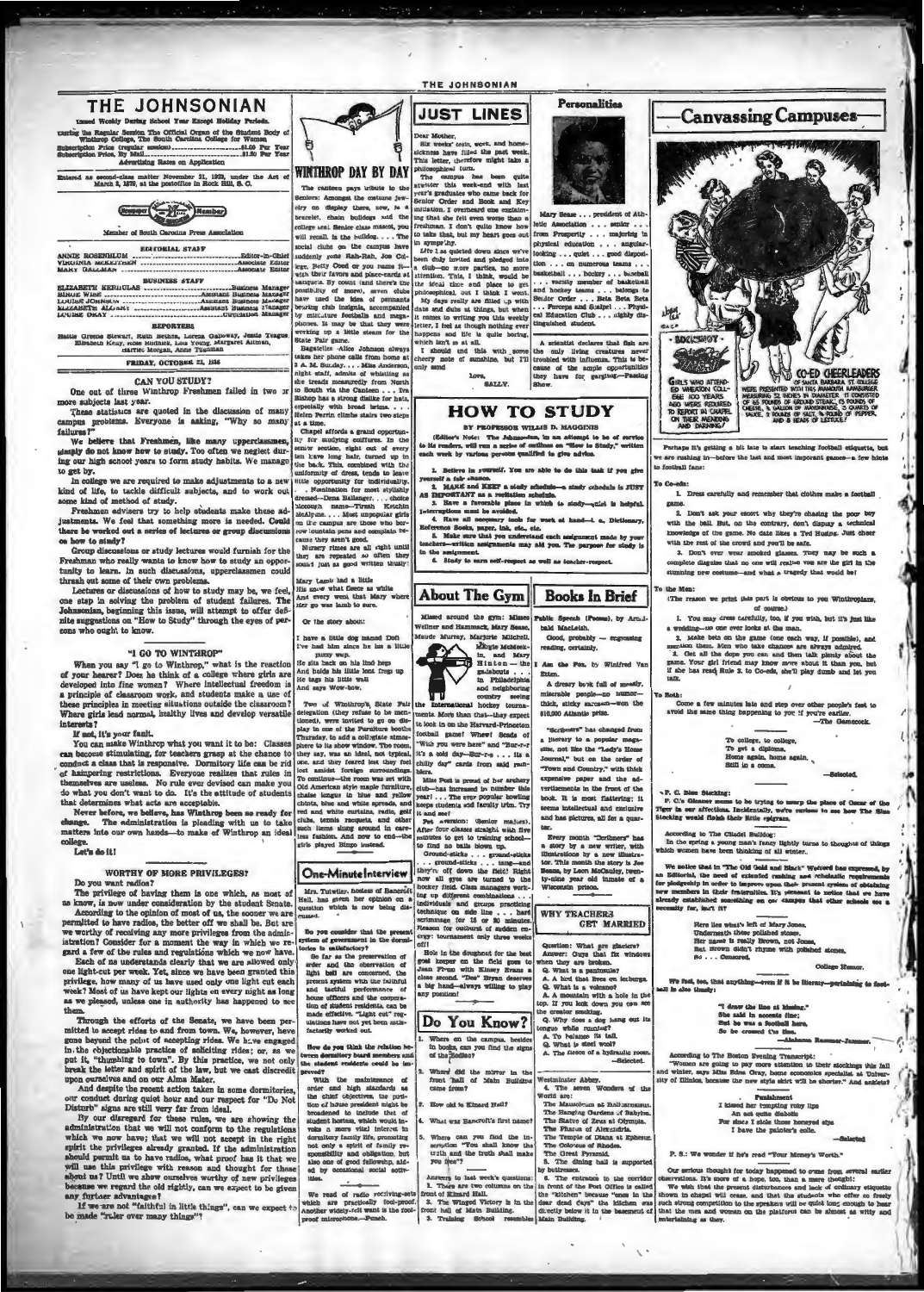# THE JOHNSONIAN

Issued Weekly During School Year Except Holiday Periods.

During the Regular Session The Official Organ of the Student Body of Winthrop College, The South Carolina College for Women

Subscription Price (regular session) .................... $1.00 Per Year
Subscription Price, By Mail .............................. $1.50 Per Year

Advertising Rates on Application

Entered as second-class matter November 21, 1923, under the Act of March 3, 1879, at the postoffice in Rock Hill, S. C.

Member of South Carolina Press Association

### EDITORIAL STAFF

ANNIE ROSENBLUM .................... Editor-in-Chief
VIRGINIA McKEITHEN .................... Associate Editor
MARY GALLMAN .................... Associate Editor

### BUSINESS STAFF

ELIZABETH KERHULAS .................... Business Manager
BIRDIE WISE .................... Assistant Business Manager
LOUISE JOHNSON .................... Assistant Business Manager
ELIZABETH ALLGANY .................... Assistant Business Manager
LOUISE OKAY .................... Circulation Manager

### REPORTERS

Hattie Greene Stewart, Ruth Bethea, Lorena Galloway, Jessie Teague, Elizabeth Kemp, Rose Rudnick, Lou Young, Margaret Altman, Harriet Morgan, Anne Tugnman

FRIDAY, OCTOBER 23, 1936

## CAN YOU STUDY?

One out of three Winthrop Freshmen failed in two or more subjects last year.

These statistics are quoted in the discussion of many campus problems. Everyone is asking, "Why so many failures?"

We believe that Freshmen, like many upperclassmen, simply do not know how to study. Too often we neglect during our high school years to form study habits. We manage to get by.

In college we are required to make adjustments to a new kind of life, to tackle difficult subjects, and to work out some kind of method of study.

Freshmen advisers try to help students make these adjustments. We feel that something more is needed. Could there be worked out a series of lectures or group discussions on how to study?

Group discussions or study lectures would furnish for the Freshman who really wants to know how to study an opportunity to learn. In such discussions, upperclassmen could thrash out some of their own problems.

Lectures or discussions of how to study may be, we feel, one step in solving the problem of student failures. The Johnsonian, beginning this issue, will attempt to offer definite suggestions on "How to Study" through the eyes of persons who ought to know.

## "I GO TO WINTHROP"

When you say "I go to Winthrop," what is the reaction of your hearer? Does he think of a college where girls are developed into fine women? Where intellectual freedom is a principle of classroom work, and students make a use of these principles in meeting situations outside the classroom? Where girls lead normal, healthy lives and develop versatile interests?

If not, it's your fault.

You can make Winthrop what you want it to be: Classes can become stimulating, for teachers grasp at the chance to conduct a class that is responsive. Dormitory life can be rid of hampering restrictions. Everyone realizes that rules in themselves are useless. No rule ever devised can make you do what you don't want to do. It's the attitude of students that determines what acts are acceptable.

Never before, we believe, has Winthrop been so ready for change. The administration is pleading with us to take matters into our own hands—to make of Winthrop an ideal college.

Let's do it!

## WORTHY OF MORE PRIVILEGES?

Do you want radios?

The privilege of having them is one which, as most of us know, is now under consideration by the student Senate.

According to the opinion of most of us, the sooner we are permitted to have radios, the better off we shall be. But are we worthy of receiving any more privileges from the administration? Consider for a moment the way in which we regard a few of the rules and regulations which we now have.

Each of us understands clearly that we are allowed only one light-cut per week. Yet, since we have been granted this privilege, how many of us have used only one light cut each week? Most of us have kept our lights on every night as long as we pleased, unless one in authority has happened to see them.

Through the efforts of the Senate, we have been permitted to accept rides to and from town. We, however, have gone beyond the point of accepting rides. We have engaged in the objectionable practice of soliciting rides; or, as we put it, "thumbing to town." By this practice, we not only break the letter and spirit of the law, but we cast discredit upon ourselves and on our Alma Mater.

And despite the recent action taken in some dormitories, our conduct during quiet hour and our respect for "Do Not Disturb" signs are still very far from ideal.

By our disregard for these rules, we are showing the administration that we will not conform to the regulations which we now have; that we will not accept in the right spirit the privileges already granted. If the administration should permit us to have radios, what proof has it that we will use this privilege with reason and thought for those about us? Until we show ourselves worthy of new privileges because we regard the old rightly, can we expect to be given any further advantages?

If we are not "faithful in little things", can we expect to be made "ruler over many things"?

## WINTHROP DAY BY DAY

The canteen pays tribute to the Seniors: Amongst the costume jewelry on display there, now, is a bracelet, chain bulldogs and the college seal. Senior class mascot, you will recall, is the bulldog. . . . The social clubs on the campus have suddenly gone Rah-Rah, Joe College, Betty Coed or you name it—with their favors and place-cards at banquets. By count (and there's the possibility of more), seven clubs have used the idea of pennants bearing club insignia, accompanied by miniature footballs and megaphones. It may be that they were working up a little steam for the State Fair game.

Bagatelles—Alice Johnson always takes her phone calls from home at 3 A. M. Sunday. . . . Miss Anderson, night staff, admits of whistling as she treads measuredly from North to South via the Canteen . . . Eva Bishop has a strong dislike for hats, especially with broad brims. . . . Helen Perrin climbs stairs two steps at a time.

Chapel affords a grand opportunity for studying coiffures. In the senior section, eight out of every ten have long hair, turned up in the back. This, combined with the uniformity of dress, tends to leave little opportunity for individuality. . . . Nomination for most stylishly dressed—Dena Ballenger. . . . choice nickname—Tirzah Ketchin McAlpine. . . . Most unpopular girls on the campus are those who borrow fountain pens and complain because they aren't good.

Nursery rimes are all right until they are repeated so often they sound just as good written thusly:

Mary lamb had a little
His snow what fleece as white
And every went that Mary where
Her go was lamb to sure.

Or the story about:

I have a little dog named Doll
I've had him since he has a little puzzy wup.
He sits back on his lind hegs
And holds his little lont frags up
He tags his little wall
And says Wow-bow.

Two of Winthrop's State Fair delegation (they refuse to be mentioned), were invited to go on display in one of the Furniture booths Thursday, to add a collegiate atmosphere to its show window. The room, they say, was an ideal, not typical, one, and they feared lest they feel lost amidst foreign surroundings. To continue—the room was set with Old American style maple furniture, chaise longue in blue and yellow chintz, blue and white spreads, and red and white curtains, radio, golf clubs, tennis racquets, and other such items slung around in careless fashion. And now to end—the girls played Bingo instead.

## One-Minute Interview

Mrs. Tutwiler, hostess of Bancroft Hall, has given her opinion on a question which is now being discussed.

**Do you consider that the present system of government in the dormitories is satisfactory?**

So far as the preservation of order and the observation of light bell are concerned, the present system with the faithful and tactful performance of house officers and the cooperation of student residents, can be made effective. "Light cut" regulations have not yet been satisfactorily worked out.

**How do you think the relation between dormitory board members and the student residents could be improved?**

With the maintenance of order and high standards as the chief objectives, the position of house president might be broadened to include that of student hostess, which would involve a more vital interest in dormitory family life, promoting not only a spirit of family responsibility and obligation, but also one of good fellowship, aided by occasional social activities.

We read of radio receiving-sets which are practically fool-proof. Another widely-felt want is the fool-proof microphone.—Punch.

## JUST LINES

Dear Mother,

Six weeks' tests, work, and homesickness have filled the past week. This letter, therefore might take a philosophical turn.

The campus has been quite atwitter this week-end with last year's graduates who came back for Senior Order and Book and Key initiation. I overheard one exclaiming that she felt even worse than a freshman. I don't quite know how to take that, but my heart goes out in sympathy.

Life has quieted down since we've been duly invited and pledged into a club—no more parties, no more attention. This, I think, would be the ideal time and place to get philosophical, out I think I won't. My days really are filled up with dates and dubs at things, but when it comes to writing you this weekly letter, I feel as though nothing ever happens and life is quite boring, which isn't so at all.

I should end this with some cheery note of sunshine, but I'll only send

Love,

SALLY.

## HOW TO STUDY

BY PROFESSOR WILLIS D. MAGGINIS

(Editor's Note: The Johnsonian, in an attempt to be of service to its readers, will run a series of outlines on "How to Study," written each week by various persons qualified to give advice.

1. Believe in yourself. You are able to do this task if you give yourself a fair chance.
2. MAKE and KEEP a study schedule—a study schedule is JUST AS IMPORTANT as a recitation schedule.
3. Have a favorable place in which to study—quiet is helpful. Interruptions must be avoided.
4. Have all necessary tools for work at hand—i. e., Dictionary, Reference Books, paper, ink, etc., etc.
5. Make sure that you understand each assignment made by your teachers—written assignments may aid you. The purpose for study is to the assignment.
6. Study to earn self-respect as well as teacher-respect.

## About The Gym

Missed around the gym: Misses Wellner and Hammack, Mary Sease, Maude Murray, Marjorie Mitchell, Margie McMeekin, and Mary Hinton—the last named in Philadelphia and neighboring country seeing the International hockey tournaments. More than that—they expect to look in on the Harvard-Princeton football game! Whee! Scads of "Wish you were here" and "Bur-r-r! It's a cold day—Bur-r-s . . . its a chilly day" cards from said ramblers.

Miss Post is proud of her archery club—has increased in number this year! . . . The ever popular bowling keeps students and faculty trim. Try it and see!

Pet aversion (Senior majors). After four classes straight, with five minutes to get to training school—to find no balls blown up.

Ground-sticks . . . ground-sticks . . . ground-sticks . . . tang—and they're off down the field! Right now all eyes are turned to the hockey field. Class managers working up different combinations . . . individuals and groups practicing technique on side line . . . hard scrimmage for 15 or 20 minutes. Reason for outburst of sudden energy: tournament only three weeks off!

Hole in the doughnut for the best goal keeper on the field goes to Jean Frum with Kinney Evans a close second. "Dee" Bryan deserves a big hand—always willing to play any position!

## Do You Know?

1. Where on the campus, besides in books, can you find the signs of the Zodiac?
2. Where did the mirror in the front hall of Main Building come from?
3. How old is Kinard Hall?
4. What was Bancroft's first name?
5. Where can you find the inscription "You shall know the truth and the truth shall make you free"?

Answers to last week's questions:

1. There are two columns on the front of Kinard Hall.
2. The Winged Victory is in the front hall of Main Building.
3. Training School resembles Westminster Abbey.
4. The seven Wonders of the World are:
   The Mausoleum at Halicarnassus.
   The Hanging Gardens of Babylon.
   The Statue of Zeus at Olympia.
   The Pharos of Alexandria.
   The Temple of Diana at Ephesus.
   The Colossus of Rhodes.
   The Great Pyramid.
5. The dining hall is supported by buttresses.
6. The entrance to the corridor in front of the Post Office is called the "kitchen" because "once in the dear dead days" the kitchen was directly below it in the basement of Main Building.

## Personalities

Mary Sease . . . president of Athletic Association . . . senior . . . from Prosperity . . . majoring in physical education . . . angular-looking . . . quiet . . . good disposition . . . on numerous teams . . . basketball . . . hockey . . . baseball . . . varsity member of basketball and hockey teams . . . belongs to Senior Order . . . Beta Beta Beta . . . Forceps and Scalpel . . . Physical Education Club . . . highly distinguished student.

A scientist declares that fish are the only living creatures never troubled with influenza. This is because of the ample opportunities they have for gargling.—Passing Show.

## Books In Brief

**Public Speech (Poems), by Archibald MacLeish.**

Good, probably — engrossing reading, certainly.

**I Am the Fox, by Winifred Van Etten.**

A dreary book full of mealy, miserable people—no humor—thick, sticky sarcasm—won the $10,000 Atlantic prize.

"Scribners" has changed from a literary to a popular magazine, not like the "Lady's Home Journal," but on the order of "Town and Country," with thick expensive paper and the advertisements in the front of the book. It is most flattering: it seems intellectual and exclusive and has pictures, all for a quarter.

Every month "Scribners" has a story by a new writer, with illustrations by a new illustrator. This month the story is Joe Beans, by Leon McCauley, twenty-nine year old inmate of a Wisconsin prison.

## WHY TEACHERS GET MARRIED

Question: What are glaciers?
Answer: Guys that fix windows when they are broken.

Q. What is a peninsula?
A. A bird that lives on icebergs.

Q. What is a volcano?
A. A mountain with a hole in the top. If you look down you can see the crater smoking.

Q. Why does a dog hang out its tongue while running?
A. To balance its tail.

Q. What is steel wool?
A. The fleece of a hydraulic ram.

—Selected.

## Canvassing Campuses

Perhaps it's getting a bit late to start teaching football etiquette, but we are rushing in—before the last and most important games—a few hints to football fans:

To Co-eds:

1. Dress carefully and remember that clothes make a football game.
2. Don't ask your escort why they're chasing the poor boy with the ball. But, on the contrary, don't display a technical knowledge of the game. No date likes a Ted Husing. Just cheer with the rest of the crowd and you'll be safe.
3. Don't ever wear smoked glasses. They may be such a complete disguise that no one will realize you are the girl in the stunning new costume—and what a tragedy that would be!

To the Men:

(The reason we print this part is obvious to you Winthropians, of course.)

1. You may dress carefully, too, if you wish, but it's just like a wedding—no one ever looks at the man.
2. Make bets on the game (one each way, if possible), and mention them. Men who take chances are always admired.
3. Get all the dope you can and then talk plenty about the game. Your girl friend may know more about it than you, but if she has read Rule 2, to Co-eds, she'll play dumb and let you talk.

To Both:

Come a few minutes late and step over other people's feet to avoid the same thing happening to you if you're earlier.

—The Gamecock.

To college, to college,
To get a diploma,
Home again, home again,
Still in a coma.

—Selected.

P. C. Blue Stocking:

P. C.'s Gleaner seems to be trying to usurp the place of Oscar of the Tiger in our affections. Incidentally, we're curious to see how The Blue Stocking would finish their little epigram.

According to The Citadel Bulldog:

In the spring a young man's fancy lightly turns to thoughts of things which women have been thinking of all winter.

We notice that in "The Old Gold and Black" Wofford has expressed, by an Editorial, the need of extended rushing and scholastic requirements for pledgeship in order to improve upon their present system of obtaining new members in their fraternities. It's pleasant to notice that we have already established something on our campus that other schools see a necessity for, isn't it?

Here lies what's left of Mary Jones,
Underneath these polished stones.
Her name is really Brown, not Jones,
But Brown didn't rhyme with polished stones,
So . . . Concord.

—College Humor.

We feel, too, that anything—even if it be literary—pertaining to football is also timely:

"I drew the line at kissing,"
She said in accents fine;
But he was a football hero,
So he crossed the line.

—Alabama Rammer-Jammer.

According to The Boston Evening Transcript:

"Women are going to pay more attention to their stockings this fall and winter, says Miss Edna Gray, home economics specialist at University of Illinois, because the new style skirt will be shorter." And anklets?

Punishment

I kissed her tempting ruby lips
An act quite diabolic
For since I stole those honeyed sips
I have the painter's colic.

—Selected

P. S.: We wonder if he's read "Your Money's Worth."

Our serious thought for today happened to come from several earlier observations. It's more of a hope, too, than a mere thought:

We wish that the present disturbances and lack of ordinary etiquette shown in chapel will cease, and that the students who offer so freely such strong competition to the speakers will be quiet long enough to hear that the men and women on the platform can be almost as witty and entertaining as they.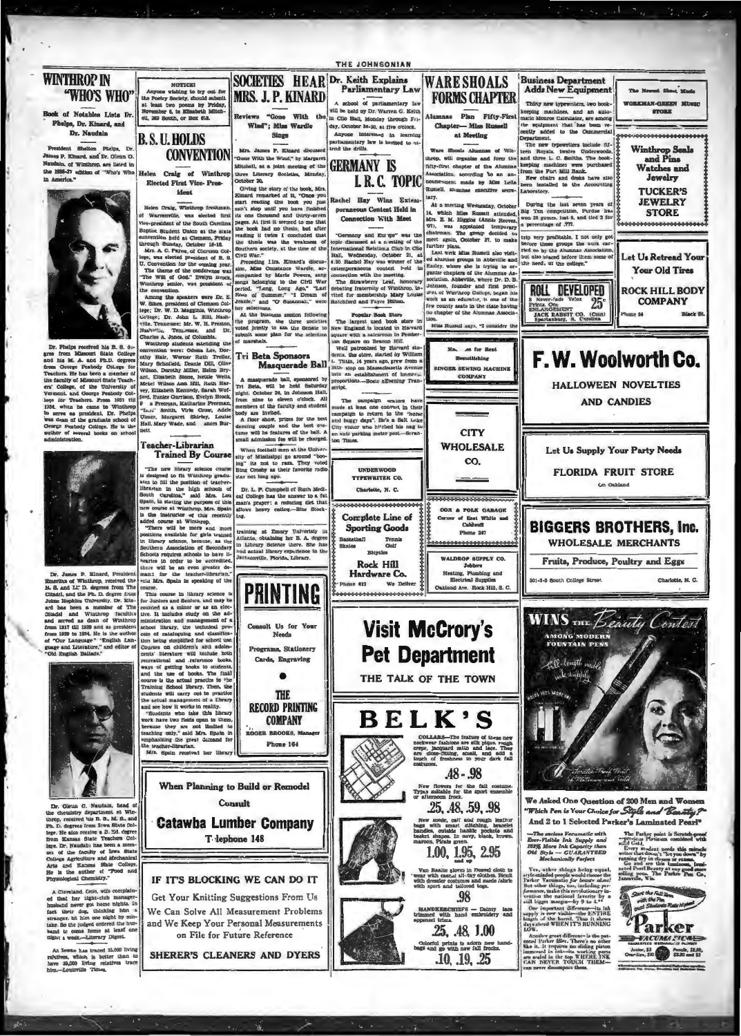# WINTHROP IN "WHO'S WHO"

**Book of Notables Lists Dr. Phelps, Dr. Kinard, and Dr. Naudain**

President Shelton Phelps, Dr. James P. Kinard, and Dr. Glenn G. Naudain, of Winthrop, are listed in the 1936-37 edition of "Who's Who in America."

Dr. Phelps received his B. S. degree from Missouri State College and his M. A. and Ph.D. degrees from George Peabody College for Teachers. He has been a member of the faculty of Missouri State Teachers' College, of the University of Vermont, and George Peabody College for Teachers. From 1931 till 1934, when he came to Winthrop to serve as president, Dr. Phelps was dean of the graduate school of George Peabody College. He is the author of several books on school administration.

Dr. James P. Kinard, President Emeritus of Winthrop, received the B. S. and Lit. D. degrees from The Citadel, and the Ph. D. degree from Johns Hopkins University. Dr. Kinard has been a member of The Citadel and Winthrop faculties and served as dean of Winthrop from 1917 till 1929 and as president from 1929 to 1934. He is the author of "Our Language" "English Language and Literature," and editor of "Old English Ballads."

Dr. Glenn G. Naudain, head of the chemistry department at Winthrop, received his B. S., M. S., and Ph. D. degrees from Iowa State College. He also receive a B. Sd. degree from Kansas State Teachers College. Dr. Naudain has been a member of the faculty of Iowa State College Agriculture and Mechanical Arts and Kansas State College. He is the author of "Food and Physiological Chemistry."

A Cleveland, Ohio, wife complained that her night-club manager-husband never got home nights. In fact their dog, thinking him a stranger, bit him one night by mistake. So the judged ordered the husband to come home at least one night a week.—Literary Digest.

An Iowan has traced 25,000 living relatives, which is better than to have 25,000 living relatives trace him.—Louisville Times.

---

**NOTICE!**

Anyone wishing to try out for the Poetry Society, should submit at least two poems by Friday, November 6, to Elizabeth Mitchell, 263 South, or Box 613.

---

# B. S. U. HOLDS CONVENTION

**Helen Craig of Winthrop Elected First Vice-President**

Helen Craig, Winthrop freshman, of Warrenville, was elected first vice-president of the South Carolina Baptist Student Union at the state convention held at Clemson, Friday through Sunday, October 16-18.

Mrs. A. C. Payne, of Clemson College, was elected president of B. S. U. Convention for the coming year.

The theme of the conference was "The Will of God." Evelyn Brock, Winthrop senior, was president of the convention.

Among the speakers were Dr. E. W. Sikes, president of Clemson College; Dr. W. D. Magginis, Winthrop College; Dr. John L. Hill, Nashville, Tennessee; Dr. W. H. Preston, Nashville, Tennessee, and Dr. Charles A. Jones, of Columbia.

Winthrop students attending the convention were: Odessa Lee, Dorothy Hair, Warner Ruth Trollar, Mary Schofield, Deanie Dill, Olive Wilson, Dorothy Miller, Helen Bryant, Elizabeth Stone, Nettie Wells, Mabel Wilson Ann Hill, Ruth Harvey, Elizabeth Kennedy, Sarah Wofford, Eunice Garrison, Evelyn Brock, F a Freeman, Katharine Freeman, "Lou" Smith, Virle Crow, Adele Ulmer, Margaret Shirley, Louise Hall, Mary Wade, and ances Burnett.

## Teacher-Librarian Trained By Course

"The new library science course is designed to fit Winthrop graduates to fill the position of teacher-librarian in the high schools of South Carolina," said Mrs. Lou Spain, in stating the purpose of this new course at Winthrop. Mrs. Spain is the instructor of this recently added course at Winthrop.

"There will be more and more positions available for girls trained in library science, because, as the Southern Association of Secondary Schools requires schools to have libraries in order to be accredited, there will be an even greater demand for the teacher-librarian," said Mrs. Spain in speaking of the course.

This course in library science is for Juniors and Seniors, and may be counted as a minor or as an elective. It includes study on the administration and management of a school library, the technical process of cataloguing and classification being simplified for school use. Courses on children's and adolescents' literature will include both recreational and reference books, ways of getting books to students, and the use of books. The final course is the actual practice in the Training School library. Then, the students will carry out to practice the actual management of a library and see how it works in reality.

"Students who take the library work have two fields open to them, because they are not limited to teaching only," said Mrs. Spain in emphasizing the great demand for the teacher-librarian.

Mrs. Spain received her library training at Emory University in Atlanta, obtaining her B. A. degree in Library Science there. She has had actual library experience in the Jacksonville, Florida, Library.

---

# SOCIETIES HEAR MRS. J. P. KINARD

**Reviews "Gone With the Wind"; Miss Wardle Sings**

Mrs. James P. Kinard discussed "Gone With the Wind," by Margaret Mitchell, at a joint meeting of the three Literary Societies, Monday, October 26.

Giving the story of the book, Mrs. Kinard remarked of it, "Once you start reading this book you just can't stop until you have finished its one thousand and thirty-seven pages. At first it seemed to me that the book had no thesis; but after reading it twice I concluded that the thesis was the weakness of Southern society, at the time of the Civil War."

Preceding Mrs. Kinard's discussion, Miss Constance Wardle, accompanied by Marie Powers, sang songs belonging to the Civil War period, "Long, Long Ago," "Last Rose of Summer," "I Dream of Jeanie," and "O Susannah," were her selections.

At the business session following the program, the three societies voted jointly to ask the Senate to submit some plan for the selection of marshals.

## Tri Beta Sponsors Masquerade Ball

A masquerade ball, sponsored by Tri Beta, will be held Saturday night, October 24, in Johnson Hall, from nine to eleven o'clock. All members of the faculty and student body are invited.

A floor show, prizes for the best dancing couple and the best costume will be features of the ball. A small admission fee will be charged.

When football men at the University of Mississippi go around "booing" its not to razz. They voted Bing Crosby as their favorite radio star not long ago.

Dr. L. P. Campbell of Rush Medical College has the answer to a fat man's prayer: a reducing diet that allows heavy eating.—Blue Stocking.

---

**PRINTING**

Consult Us for Your Needs

Programs, Stationery Cards, Engraving

THE RECORD PRINTING COMPANY

ROGER BROOKS, Manager

Phone 164

---

# Dr. Keith Explains Parliamentary Law

A school of parliamentary law will be held by Dr. Warren G. Keith in Clio Hall, Monday through Friday, October 26-30, at five o'clock.

Anyone interested in learning parliamentary law is invited to attend the drills.

# GERMANY IS I. R. C. TOPIC

**Rachel Hay Wins Extemporaneous Contest Held in Connection With Meet**

"Germany and Europe" was the topic discussed at a meeting of the International Relations Club in Clio Hall, Wednesday, October 21, at 4:30. Rachel Hay was winner of the extemporaneous contest held in connection with the meeting.

The Strawberry Leaf, honorary debating fraternity of Winthrop, invited for membership Mary Louise Ratchford and Fayre Hilton.

**Popular Book Store**

The largest used book store in New England is located in Harvard square with a salesroom in Pemberton Square on Beacon Hill.

Well patronized by Harvard students, the store, started by William L. Tutin, 14 years ago, grew from a little stop on Massachusetts Avenue into an establishment of immense proportions.—Boston Evening Transcript.

The campaign orators have made at least one convert in their campaign to return to the "horse and buggy days". He's a Salt Lake City visitor who hitched his nag to an auto parking meter post.—Scranton Times.

---

UNDERWOOD TYPEWRITER CO.
Charlotte, N. C.

---

**Complete Line of Sporting Goods**

Basketball, Tennis, Skates, Golf, Bicycles

Rock Hill Hardware Co.

Phone 613 — We Deliver

---

# WARE SHOALS FORMS CHAPTER

**Alumnae Plan Fifty-First Chapter—Miss Russell at Meeting**

Ware Shoals Alumnae of Winthrop, will organize and form the fifty-first chapter of the Alumnae Association, according to an announcement made by Miss Leila Russell, alumnae executive secretary.

At a meeting Wednesday, October 14, which Miss Russell attended, Mrs. E. M. Higgins (Annie Reeves, '07), was appointed temporary chairman. The group decided to meet again, October 27, to make further plans.

Last week Miss Russell also visited alumnae groups in Abbeville and Easley, where she is trying to organize chapters of the Alumnae Association. Abbeville, where Dr. D. B. Johnson, founder and first president of Winthrop College, began his work as an educator, is one of the few county seats in the state having no chapter of the Alumnae Association.

Miss Russell says, "I consider the trip very profitable. I not only got before these groups the work carried on by the Alumnae Association, but also placed before them some of the needs of the college."

---

Ma... ...es for Rent
Hemstitching
SINGER SEWING MACHINE COMPANY

---

CITY WHOLESALE CO.

---

COX & FOLK GARAGE
Corner of East White and Caldwell
Phone 247

---

WALDROP SUPPLY CO.
Jobbers
Heating, Plumbing and Electrical Supplies
Oakland Ave. Rock Hill, S. C.

---

# Business Department Adds New Equipment

Thirty new typewriters, two bookkeeping machines, and an automatic Monroe Calculator, are among the equipment that has been recently added to the Commercial Department.

The new typewriters include fifteen Royals, twelve Underwoods, and three L. C. Smiths. The bookkeeping machines were purchased from the Fort Mill Bank.

New chairs and desks have also been installed in the Accounting Laboratory.

During the last seven years of Big Ten competition, Purdue has won 20 games, lost 8, and tied 2 for a percentage of .777.

---

The Newest Sheet Music
WORKMAN-GREEN MUSIC STORE

---

**Winthrop Seals and Pins**
**Watches and Jewelry**
TUCKER'S JEWELRY STORE

---

Let Us Retread Your Your Old Tires
ROCK HILL BODY COMPANY
Phone 64 — Black St.

---

ROLL DEVELOPED
8 Never-fade Velox Prints. One ENLARGEMENT 25c
JACK RABBIT CO. (Coin) Spartanburg, S. Carolina

---

# F. W. Woolworth Co.

HALLOWEEN NOVELTIES AND CANDIES

---

Let Us Supply Your Party Needs

FLORIDA FRUIT STORE
On Oakland

---

# BIGGERS BROTHERS, Inc.

WHOLESALE MERCHANTS

Fruits, Produce, Poultry and Eggs

301-3-5 South College Street — Charlotte, N. C.

---

When Planning to Build or Remodel Consult

**Catawba Lumber Company**

Telephone 148

---

**IF IT'S BLOCKING WE CAN DO IT**

Get Your Knitting Suggestions From Us

We Can Solve All Measurement Problems and We Keep Your Personal Measurements on File for Future Reference

SHERER'S CLEANERS AND DYERS

---

# Visit McCrory's Pet Department

THE TALK OF THE TOWN

---

# BELK'S

COLLARS—The feature of these new neckwear fashions are silk pique, rough crepe, jacquard satin and lace. They are close-fitting, small, and add a touch of freshness to your dark fall costumes.

**.48 - .98**

New flowers for the fall costume. Types suitable for the sport ensemble or afternoon frock.

**.25, .48, .59, .98**

New suede, calf and rough leather bags with smart stitching, bracelet handles, outside handle pockets and basket shapes. In navy, black, brown, maroon. Pinto green.

**1.00, 1.95, 2.95** and up

Van Raalte gloves in Doeval cloth to wear with casual all-day clothes. Perfect with dresser costumes and suede fabric with sport and tailored togs.

**.98**

HANDKERCHIEFS — Dainty lace trimmed with hand embroidery and appenzel trims.

**.25, .48, 1.00**

Colorful prints to adorn new handbags and go with new fall frocks.

**.10, .19, .25**

---

**WINS THE Beauty Contest AMONG MODERN FOUNTAIN PENS**

We Asked One Question of 200 Men and Women "Which Pen is Your Choice for Style and Beauty?" And 2 to 1 Selected Parker's Laminated Pearl*

—The sacless Vacumatic with Ever-Visible Ink Supply and 102% More Ink Capacity than Old Style — GUARANTEED Mechanically Perfect

Yes, other things being equal, style-minded people would choose the Parker Vacumatic for beauty alone! But other things, too, including performance, make this revolutionary invention the national favorite by a still bigger margin—by 9 to 4.**

One important difference—its ink supply is ever visible—the ENTIRE length of the barrel. Thus it shows days ahead WHEN IT'S RUNNING LOW.

Another great difference is the patented Parker filler. There's no other like it. It requires no sliding piston immersed in ink—its working parts are sealed in the top WHERE INK CAN NEVER TOUCH THEM—can never decompose them.

The Parker point is Scratch-proof Platinum combined with solid Gold.

Every student needs this miracle writer that doesn't "let you down" by running dry in classes or exams.

Go and see this luminous, laminated Pearl Beauty at any good store selling pens. The Parker Pen Co., Janesville, Wis.

Start the Fall Term with the Pen that Students Rate Highest

Parker VACUMATIC

Junior, $5 — Over-Size, $10 — Pencils, $2.50, $3.50 and $5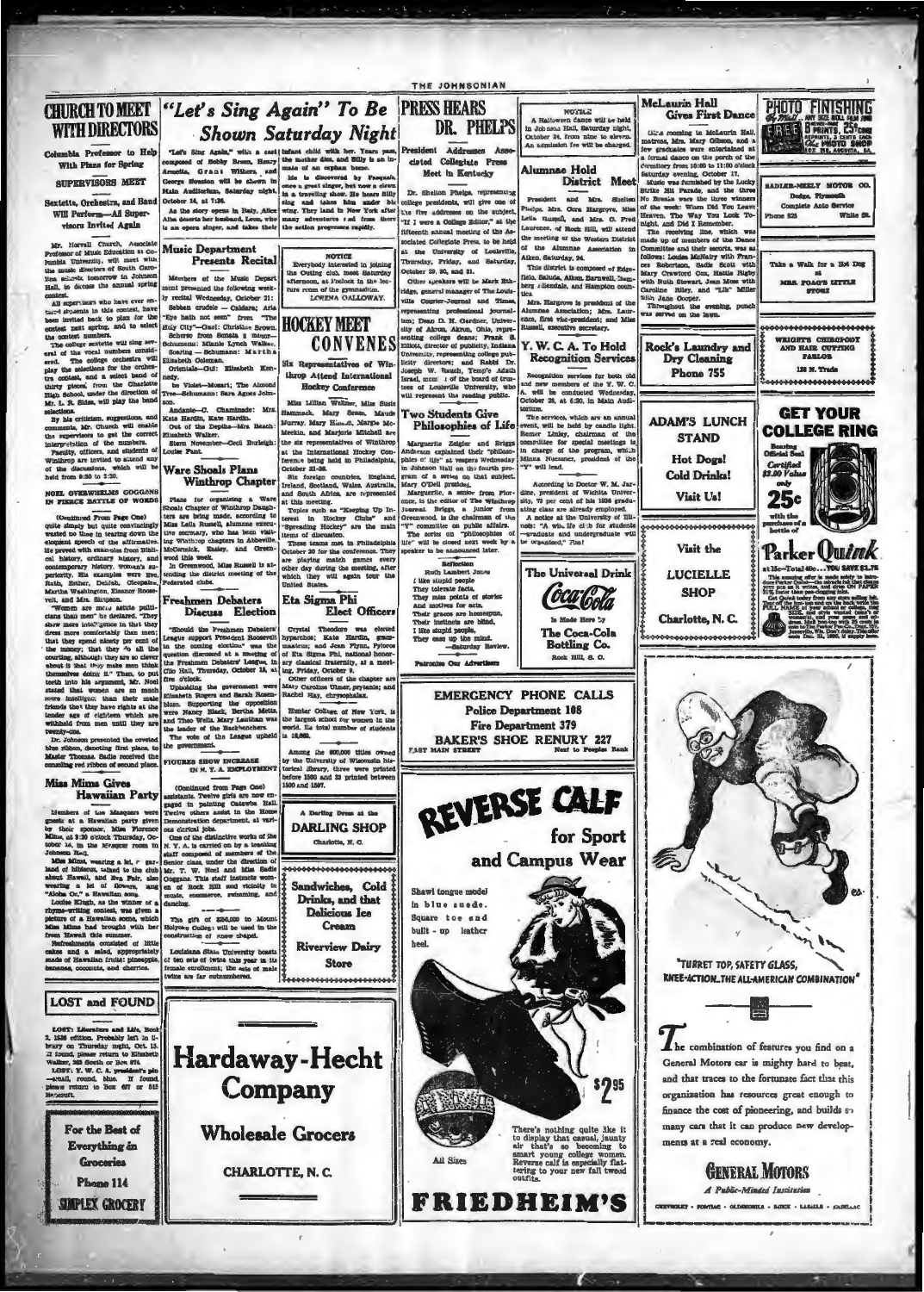# CHURCH TO MEET WITH DIRECTORS

### Columbia Professor to Help With Plans for Spring

### SUPERVISORS MEET

### Sextette, Orchestra, and Band Will Perform—All Supervisors Invited Again

Mr. Horvall Church, Associate Professor of Music Education at Columbia University, will meet with the music directors of South Carolina schools tomorrow in Johnson Hall, to discuss the annual spring contest.

All supervisors who have ever entered students in this contest, have been invited back to plan for the contest next spring, and to select the contest numbers.

The college sextette will sing several of the vocal numbers considered. The college orchestra will play the selections for the orchestra contest, and a select band of thirty pieces from the Charlotte High School, under the direction of Mr. L. R. Sides, will play the band selections.

By his criticism, suggestions, and comments, Mr. Church will enable the supervisors to get the correct interpretation of the numbers.

Faculty, officers, and students of Winthrop are invited to attend any of the discussions, which will be held from 9:30 to 3:30.

### NOEL OVERWHELMS COGGANS IN FIERCE BATTLE OF WORDS

(Continued From Page One)

quite simply but quite convincingly wasted no time in tearing down the eloquent speech of the affirmative. He proved with examples from Biblical history, ordinary history, and contemporary history, woman's superiority. His examples were Eve, Ruth, Esther, Delilah, Cleopatra, Martha Washington, Eleanor Roosevelt, and Mrs. Simpson.

"Women are more astute politicians than men" he declared. "They show more intelligence in that they dress more comfortably than men; that they spend ninety per cent of the money; that they do all the courting, although they are so clever about it that they make men think themselves doing it." Then, to put teeth into his argument, Mr. Noel stated that women are so much more intelligent than their male friends that they have rights at the tender age of eighteen which are withheld from men until they are twenty-one.

Dr. Johnson presented the coveted blue ribbon, denoting first place, to Master Thomas Sadle received the consoling red ribbon of second place.

## Miss Mims Gives Hawaiian Party

Members of the Masquers were guests at a Hawaiian party given by their sponsor, Miss Florence Mims, at 8:30 o'clock Thursday, October 14, in the Masquer room in Johnson Hall.

Miss Mims, wearing a lei, or garland of hibiscus, talked to the club about Hawaii, and Eva Fair, also wearing a lei of flowers, sang "Aloha Oe," a Hawaiian song.

Louise Hugh, as the winner of a rhyme-writing contest, was given a picture of a Hawaiian scene, which Miss Mims had brought with her from Hawaii this summer.

Refreshments consisted of little cakes and a salad, appropriately made of Hawaiian fruits: pineapple, bananas, coconuts, and cherries.

## LOST and FOUND

LOST: Literature and Life, Book 2, 1936 edition. Probably left in library on Thursday night, Oct. 15. If found, please return to Elizabeth Walker, 362 South or Box 974.

LOST: Y. W. C. A. president's pin—small, round, blue. If found, please return to Box 697 or 515 Bancroft.

For the Best of Everything in Groceries

Phone 114

SIMPLEX GROCERY

# "Let's Sing Again" To Be Shown Saturday Night

"Let's Sing Again," with a cast composed of Bobby Breen, Henry Armetta, Grant Withers, and George Houston will be shown in Main Auditorium, Saturday night, October 24, at 7:30.

As the story opens in Italy, Alice Alba deserts her husband, Leon, who is an opera singer, and takes their infant child with her. Years pass, the mother dies, and Billy is an inmate of an orphan home.

He is discovered by Pasquale, once a great singer, but now a clown in a traveling show. He hears Billy sing and takes him under his wing. They land in New York after many adventures and from there the action progresses rapidly.

## Music Department Presents Recital

Members of the Music Department presented the following weekly recital Wednesday, October 21:

Sebben crudele — Caldara; Aria "Eye hath not seen" from "The Holy City"—Gaul: Christine Brown.
Scherzo from Sonata 2 major—Schumann: Minnie Lynch Walker.
Soaring — Schumann: Martha Elizabeth Coleman.
Orientale—Cui: Elizabeth Kennedy.
The Violet—Mozart; The Almond Tree—Schumann: Sara Agnes Johnson.
Andante—C. Chaminade: Mrs. Kate Hardin, Kate Hardin.
Out of the Depths—Mrs. Beach: Elizabeth Walker.
Stern November—Cecil Burleigh: Louise Pant.

## Ware Shoals Plans Winthrop Chapter

Plans for organizing a Ware Shoals Chapter of Winthrop Daughters are being made, according to Miss Leila Russell, alumnae executive secretary, who has been visiting Winthrop chapters in Abbeville, McCormick, Easley, and Greenwood this week.

In Greenwood, Miss Russell is attending the district meeting of the Federated clubs.

## Freshmen Debaters Discuss Election

"Should the Freshmen Debaters' League support President Roosevelt in the coming election" was the question discussed at a meeting of the Freshmen Debaters' League, in Clio Hall, Thursday, October 15, at five o'clock.

Upholding the government were Elizabeth Rogers and Sarah Rosenblum. Supporting the opposition were Nancy Black, Bertha Metts, and Theo Wells. Mary Lauthan was the leader of the Backbenchers.

The vote of the League upheld the government.

### FIGURES SHOW INCREASE IN N. Y. A. EMPLOYMENT

(Continued from Page One)

assistants. Twelve girls are now engaged in painting Catawba Hall. Twelve others assist in the Home Demonstration department, at various clerical jobs.

One of the distinctive works of the N. Y. A. is carried on by a teaching staff composed of members of the Senior class, under the direction of Mr. T. W. Noel and Miss Sadie Goggans. This staff instructs women of Rock Hill and vicinity in music, commerce, swimming, and dancing.

The gift of $250,000 to Mount Holyoke College will be used in the construction of a new chapel.

Louisiana State University boasts of ten sets of twins this year in its female enrollment; the sets of male twins are far outnumbered.

NOTICE

Everybody interested in joining the Outing club, meet Saturday afternoon, at 5 o'clock in the lecture room of the gymnasium.

LORENA GALLOWAY.

# HOCKEY MEET CONVENES

### Six Representatives of Winthrop Attend International Hockey Conference

Miss Lillian Wellner, Miss Susie Hammack, Mary Sease, Maude Murray, Mary Hinson, Margie McMeekin, and Marjorie Mitchell are the six representatives of Winthrop at the International Hockey Conference being held in Philadelphia, October 21-28.

Six foreign countries, England, Ireland, Scotland, Wales, Australia, and South Africa, are represented at this meeting.

Topics such as "Keeping Up Interest in Hockey Clubs" and "Spreading Hockey" are the main items of discussion.

These teams met in Philadelphia October 20 for the conference. They are playing match games every other day during the meeting, after which they will again tour the United States.

## Eta Sigma Phi Elect Officers

Crystal Theodore was elected hyparchos; Kate Hardin, grammateus; and Jean Flynn, Pyloros of Eta Sigma Phi, national honorary classical fraternity, at a meeting, Friday, October 9.

Other officers of the chapter are Mary Caroline Ulmer, prytanis; and Rachel Ray, chrysophalax.

Hunter College of New York, is the largest school for women in the world. Its total number of students is 18,069.

Among the 800,000 titles owned by the University of Wisconsin historical library, three were printed before 1500 and 33 printed between 1500 and 1597.

A Darling Dress at the

DARLING SHOP

Charlotte, N. C.

Sandwiches, Cold Drinks, and that Delicious Ice Cream

Riverview Dairy Store

# Hardaway-Hecht Company

Wholesale Grocers

CHARLOTTE, N. C.

# PRESS HEARS DR. PHELPS

### President Addresses Associated Collegiate Press Meet in Kentucky

Dr. Shelton Phelps, representing college presidents, will give one of the five addresses on the subject, "If I were a College Editor," at the fifteenth annual meeting of the Associated Collegiate Press, to be held at the University of Louisville, Thursday, Friday, and Saturday, October 29, 30, and 31.

Other speakers will be Mark Ethridge, general manager of The Louisville Courier-Journal and Times, representing professional journalism; Dean D. H. Gardner, University of Akron, Akron, Ohio, representing college deans; Frank S. Elliott, director of publicity, Indiana University, representing college publicity directors; and Rabbi Dr. Joseph W. Rauch, Temple Adath Israel, member of the board of trustees of Louisville University, who will represent the reading public.

## Two Students Give Philosophies of Life

Marguerite Zeigler and Briggs Anderson explained their "philosophies of life" at vespers Wednesday in Johnson Hall on the fourth program of a series on that subject. Mary O'Dell presided.

Marguerite, a senior from Florence, is the editor of The Winthrop Journal. Briggs, a junior from Greenwood, is the chairman of the "Y" committee on public affairs.

The series on "philosophies of life" will be closed next week by a speaker to be announced later.

Reflection

Ruth Lambert Jones

I like stupid people
They tolerate facts,
They miss points of stories
And motives for acts,
Their graces are homespun,
Their instincts are blind,
I like stupid people,
They ease up the mind.

—Saturday Review.

Patronize Our Advertisers

NOTICE

A Hallowe'en dance will be held in Johnson Hall, Saturday night, October 24, from nine to eleven. An admission fee will be charged.

## Alumnae Hold District Meet

President and Mrs. Shelton Phelps, Mrs. Cora Hargrove, Miss Leila Russell, and Mrs. O. Fred Laurence, of Rock Hill, will attend the meeting of the Western District of the Alumnae Association in Aiken, Saturday, 24.

This district is composed of Edgefield, Saluda, Aiken, Barnwell, Bamberg, Allendale, and Hampton counties.

Mrs. Hargrove is president of the Alumnae Association; Mrs. Laurence, first vice-president; and Miss Russell, executive secretary.

## Y. W. C. A. To Hold Recognition Services

Recognition services for both old and new members of the Y. W. C. A. will be conducted Wednesday, October 28, at 6:30, in Main Auditorium.

The services, which are an annual event, will be held by candle light. Rener Linley, chairman of the committee for special meetings is in charge of the program, which Minna Nocamer, president of the "Y" will lead.

According to Doctor W. M. Jardine, president of Wichita University, 72 per cent of his 1936 graduating class are already employed.

A notice at the University of Illinois: "A white cl'b for students—graduate and undergraduate will be organized." Fun!

The Universal Drink

Coca-Cola

Is Made Here by

The Coca-Cola Bottling Co.

Rock Hill, S. C.

EMERGENCY PHONE CALLS

Police Department 108

Fire Department 379

BAKER'S SHOE RENURY 227

EAST MAIN STREET — Next to Peoples Bank

# REVERSE CALF

## for Sport and Campus Wear

Shawl tongue model in blue suede. Square toe and built-up leather heel.

All Sizes

$2.95

There's nothing quite like it to display that casual, jaunty air that's so becoming to smart young college women. Reverse calf is especially flattering to your new fall tweed outfits.

# FRIEDHEIM'S

# McLaurin Hall Gives First Dance

Girls rooming in McLaurin Hall, matron, Mrs. Mary Gibson, and a few graduates were entertained at a formal dance on the porch of the dormitory from 10:00 to 11:00 o'clock Saturday evening, October 17.

Music was furnished by the Lucky Strike Hit Parade, and the three No Breaks were the three winners of the week: When Did You Leave Heaven, The Way You Look Tonight, and Did I Remember.

The receiving line, which was made up of members of the Dance Committee and their escorts, was as follows: Louise McNairy with Frances Robertson, Sadie Scott with Mary Crawford Cox, Hattie Rigby with Ruth Stewart, Jean Moss with Caroline Riley, and "Lib" Miller with Jane Cooper.

Throughout the evening, punch was served on the lawn.

Rock's Laundry and Dry Cleaning

Phone 755

ADAM'S LUNCH STAND

Hot Dogs!

Cold Drinks!

Visit Us!

Visit the

LUCIELLE SHOP

Charlotte, N. C.

PHOTO FINISHING

FREE — Get Mail... ANY SIZE ROLL FILM FOR 25¢ — 8 PRINTS, 25¢ COIN — REPRINTS, 3 CENTS EACH — PHOTO SHOP, BOX 218, AUGUSTA, GA.

SADLER-NEELY MOTOR CO.

Dodge, Plymouth

Complete Auto Service

Phone 525 — White St.

Take a Walk for a Hot Dog at

MRS. FOAG'S LITTLE STORE

WRIGHT'S CHIROPODY AND HAIR CUTTING PARLOR

128 N. Trade

GET YOUR COLLEGE RING

Bearing Official Seal

Certified $3.00 Value only

25c

with the purchase of a bottle of

Parker Quink

at 15c—Total 40c....YOU SAVE $2.75

This amazing offer is made solely to introduce Parker Quink—the miracle ink that cleans your pen as it writes and dries ON PAPER 31% faster than pen-clogging inks. Get Quink today from any store selling ink. Tear off the box-top and on the back write the FULL NAME of your school or college, ring SIZE, and style wanted (men's or women's), and your name and address. Mail box-top with 25 cents in coin to The Parker Pen Co., Dept. 257, Janesville, Wis. Don't delay. This offer ends Dec. 31, 1936, if supply lasts.

"TURRET TOP, SAFETY GLASS, KNEE-ACTION...THE ALL-AMERICAN COMBINATION"

The combination of features you find on a General Motors car is mighty hard to beat, and that traces to the fortunate fact that this organization has resources great enough to finance the cost of pioneering, and builds so many cars that it can produce new developments at a real economy.

GENERAL MOTORS

A Public-Minded Institution

CHEVROLET • PONTIAC • OLDSMOBILE • BUICK • LASALLE • CADILLAC